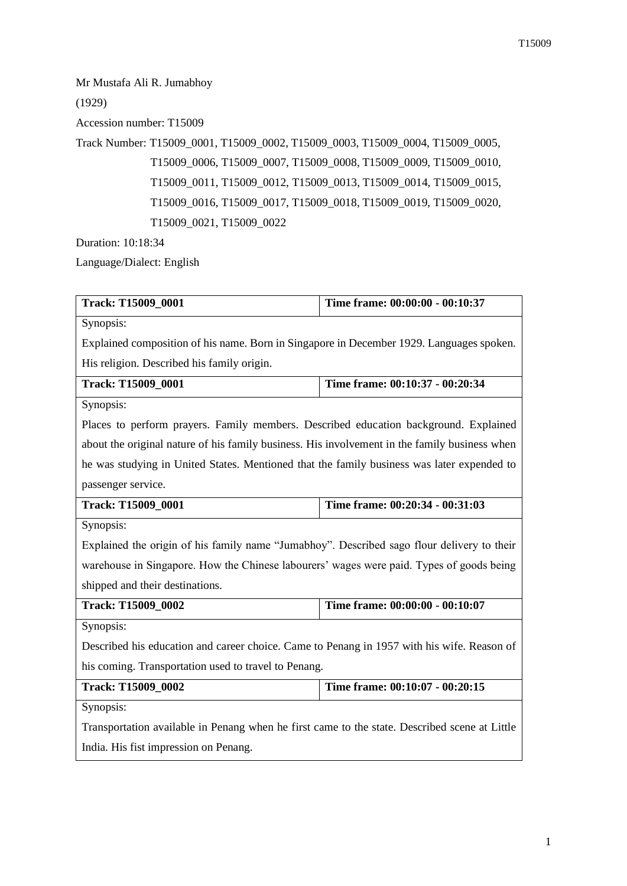Mr Mustafa Ali R. Jumabhoy

(1929)

Accession number: T15009

Track Number: T15009_0001, T15009_0002, T15009_0003, T15009_0004, T15009_0005, T15009_0006, T15009_0007, T15009_0008, T15009_0009, T15009_0010, T15009_0011, T15009_0012, T15009_0013, T15009_0014, T15009_0015, T15009_0016, T15009_0017, T15009_0018, T15009_0019, T15009_0020, T15009_0021, T15009_0022

Duration: 10:18:34

Language/Dialect: English

| **Track: T15009_0001** | **Time frame: 00:00:00 - 00:10:37** |
|---|---|
| Synopsis: Explained composition of his name. Born in Singapore in December 1929. Languages spoken. His religion. Described his family origin. | |
| **Track: T15009_0001** | **Time frame: 00:10:37 - 00:20:34** |
| Synopsis: Places to perform prayers. Family members. Described education background. Explained about the original nature of his family business. His involvement in the family business when he was studying in United States. Mentioned that the family business was later expended to passenger service. | |
| **Track: T15009_0001** | **Time frame: 00:20:34 - 00:31:03** |
| Synopsis: Explained the origin of his family name "Jumabhoy". Described sago flour delivery to their warehouse in Singapore. How the Chinese labourers' wages were paid. Types of goods being shipped and their destinations. | |
| **Track: T15009_0002** | **Time frame: 00:00:00 - 00:10:07** |
| Synopsis: Described his education and career choice. Came to Penang in 1957 with his wife. Reason of his coming. Transportation used to travel to Penang. | |
| **Track: T15009_0002** | **Time frame: 00:10:07 - 00:20:15** |
| Synopsis: Transportation available in Penang when he first came to the state. Described scene at Little India. His fist impression on Penang. | |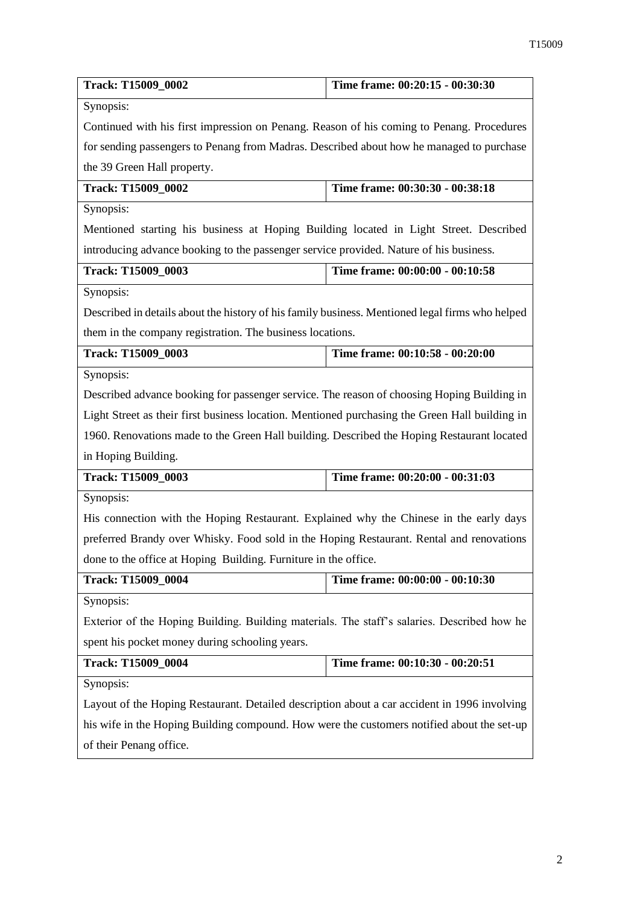| **Track: T15009_0002** | **Time frame: 00:20:15 - 00:30:30** |
| --- | --- |
| Synopsis: | |
| Continued with his first impression on Penang. Reason of his coming to Penang. Procedures for sending passengers to Penang from Madras. Described about how he managed to purchase the 39 Green Hall property. | |
| **Track: T15009_0002** | **Time frame: 00:30:30 - 00:38:18** |
| Synopsis: | |
| Mentioned starting his business at Hoping Building located in Light Street. Described introducing advance booking to the passenger service provided. Nature of his business. | |
| **Track: T15009_0003** | **Time frame: 00:00:00 - 00:10:58** |
| Synopsis: | |
| Described in details about the history of his family business. Mentioned legal firms who helped them in the company registration. The business locations. | |
| **Track: T15009_0003** | **Time frame: 00:10:58 - 00:20:00** |
| Synopsis: | |
| Described advance booking for passenger service. The reason of choosing Hoping Building in Light Street as their first business location. Mentioned purchasing the Green Hall building in 1960. Renovations made to the Green Hall building. Described the Hoping Restaurant located in Hoping Building. | |
| **Track: T15009_0003** | **Time frame: 00:20:00 - 00:31:03** |
| Synopsis: | |
| His connection with the Hoping Restaurant. Explained why the Chinese in the early days preferred Brandy over Whisky. Food sold in the Hoping Restaurant. Rental and renovations done to the office at Hoping Building. Furniture in the office. | |
| **Track: T15009_0004** | **Time frame: 00:00:00 - 00:10:30** |
| Synopsis: | |
| Exterior of the Hoping Building. Building materials. The staff's salaries. Described how he spent his pocket money during schooling years. | |
| **Track: T15009_0004** | **Time frame: 00:10:30 - 00:20:51** |
| Synopsis: | |
| Layout of the Hoping Restaurant. Detailed description about a car accident in 1996 involving his wife in the Hoping Building compound. How were the customers notified about the set-up of their Penang office. | |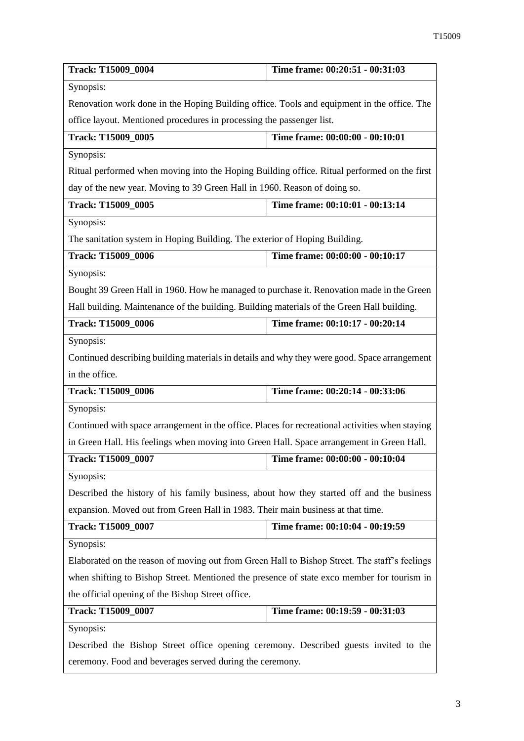| Track: T15009_0004 | Time frame: 00:20:51 - 00:31:03 |
|---|---|
| Synopsis: | |
| Renovation work done in the Hoping Building office. Tools and equipment in the office. The office layout. Mentioned procedures in processing the passenger list. | |
| **Track: T15009_0005** | **Time frame: 00:00:00 - 00:10:01** |
| Synopsis: | |
| Ritual performed when moving into the Hoping Building office. Ritual performed on the first day of the new year. Moving to 39 Green Hall in 1960. Reason of doing so. | |
| **Track: T15009_0005** | **Time frame: 00:10:01 - 00:13:14** |
| Synopsis: | |
| The sanitation system in Hoping Building. The exterior of Hoping Building. | |
| **Track: T15009_0006** | **Time frame: 00:00:00 - 00:10:17** |
| Synopsis: | |
| Bought 39 Green Hall in 1960. How he managed to purchase it. Renovation made in the Green Hall building. Maintenance of the building. Building materials of the Green Hall building. | |
| **Track: T15009_0006** | **Time frame: 00:10:17 - 00:20:14** |
| Synopsis: | |
| Continued describing building materials in details and why they were good. Space arrangement in the office. | |
| **Track: T15009_0006** | **Time frame: 00:20:14 - 00:33:06** |
| Synopsis: | |
| Continued with space arrangement in the office. Places for recreational activities when staying in Green Hall. His feelings when moving into Green Hall. Space arrangement in Green Hall. | |
| **Track: T15009_0007** | **Time frame: 00:00:00 - 00:10:04** |
| Synopsis: | |
| Described the history of his family business, about how they started off and the business expansion. Moved out from Green Hall in 1983. Their main business at that time. | |
| **Track: T15009_0007** | **Time frame: 00:10:04 - 00:19:59** |
| Synopsis: | |
| Elaborated on the reason of moving out from Green Hall to Bishop Street. The staff's feelings when shifting to Bishop Street. Mentioned the presence of state exco member for tourism in the official opening of the Bishop Street office. | |
| **Track: T15009_0007** | **Time frame: 00:19:59 - 00:31:03** |
| Synopsis: | |
| Described the Bishop Street office opening ceremony. Described guests invited to the ceremony. Food and beverages served during the ceremony. | |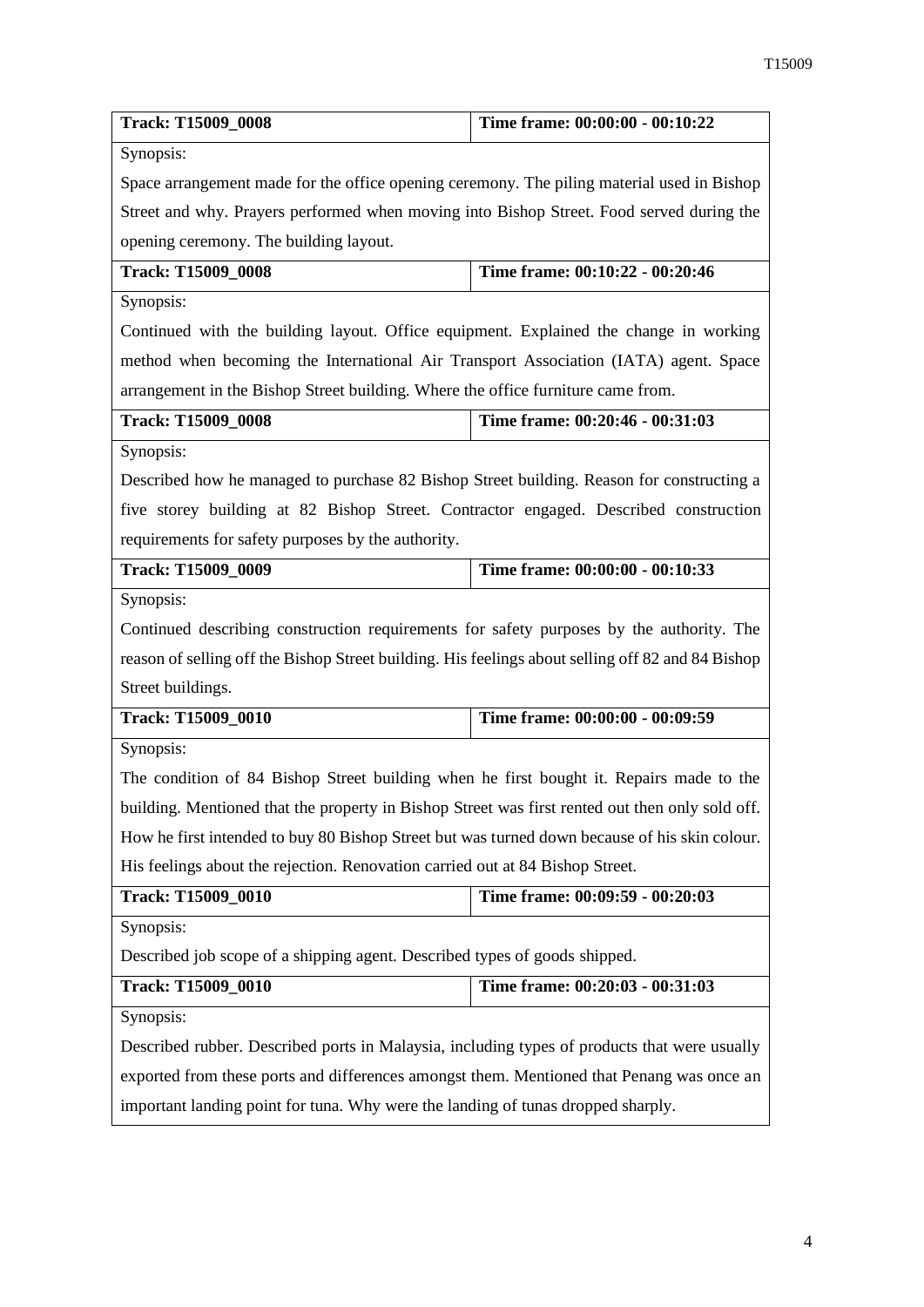| Track: T15009_0008 | Time frame: 00:00:00 - 00:10:22 |
|---|---|
| Synopsis: | |
| Space arrangement made for the office opening ceremony. The piling material used in Bishop Street and why. Prayers performed when moving into Bishop Street. Food served during the opening ceremony. The building layout. | |
| **Track: T15009_0008** | **Time frame: 00:10:22 - 00:20:46** |
| Synopsis: | |
| Continued with the building layout. Office equipment. Explained the change in working method when becoming the International Air Transport Association (IATA) agent. Space arrangement in the Bishop Street building. Where the office furniture came from. | |
| **Track: T15009_0008** | **Time frame: 00:20:46 - 00:31:03** |
| Synopsis: | |
| Described how he managed to purchase 82 Bishop Street building. Reason for constructing a five storey building at 82 Bishop Street. Contractor engaged. Described construction requirements for safety purposes by the authority. | |
| **Track: T15009_0009** | **Time frame: 00:00:00 - 00:10:33** |
| Synopsis: | |
| Continued describing construction requirements for safety purposes by the authority. The reason of selling off the Bishop Street building. His feelings about selling off 82 and 84 Bishop Street buildings. | |
| **Track: T15009_0010** | **Time frame: 00:00:00 - 00:09:59** |
| Synopsis: | |
| The condition of 84 Bishop Street building when he first bought it. Repairs made to the building. Mentioned that the property in Bishop Street was first rented out then only sold off. How he first intended to buy 80 Bishop Street but was turned down because of his skin colour. His feelings about the rejection. Renovation carried out at 84 Bishop Street. | |
| **Track: T15009_0010** | **Time frame: 00:09:59 - 00:20:03** |
| Synopsis: | |
| Described job scope of a shipping agent. Described types of goods shipped. | |
| **Track: T15009_0010** | **Time frame: 00:20:03 - 00:31:03** |
| Synopsis: | |
| Described rubber. Described ports in Malaysia, including types of products that were usually exported from these ports and differences amongst them. Mentioned that Penang was once an important landing point for tuna. Why were the landing of tunas dropped sharply. | |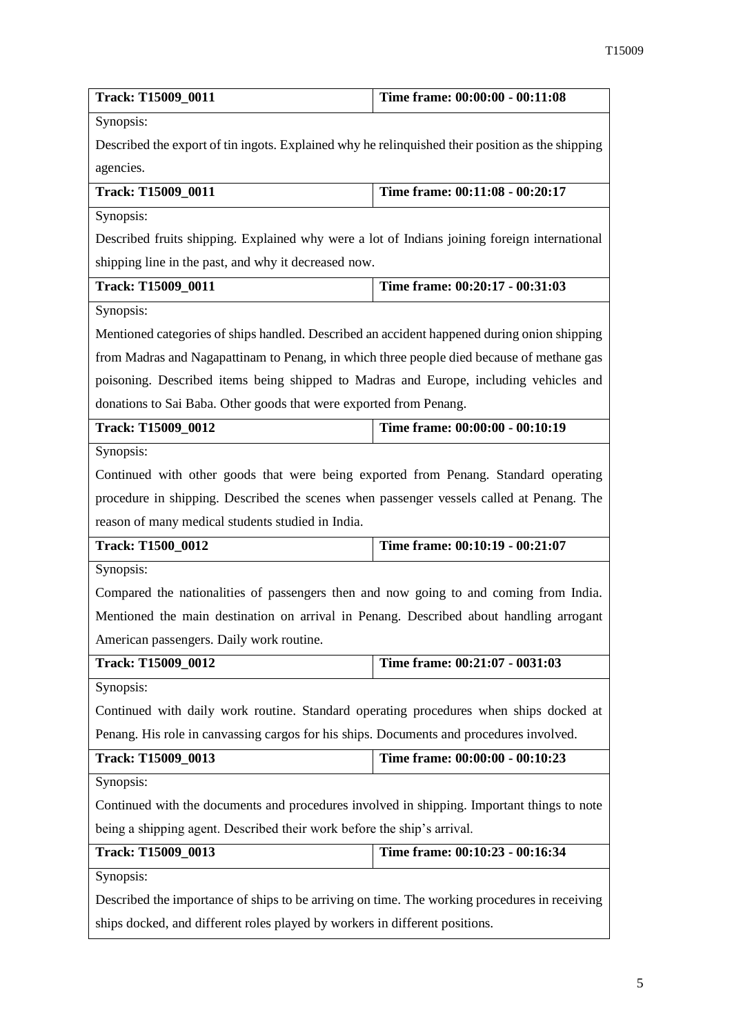| Track: T15009_0011 | Time frame: 00:00:00 - 00:11:08 |
|---|---|
| Synopsis: | |
| Described the export of tin ingots. Explained why he relinquished their position as the shipping agencies. | |

| Track: T15009_0011 | Time frame: 00:11:08 - 00:20:17 |
|---|---|
| Synopsis: | |
| Described fruits shipping. Explained why were a lot of Indians joining foreign international shipping line in the past, and why it decreased now. | |

| Track: T15009_0011 | Time frame: 00:20:17 - 00:31:03 |
|---|---|
| Synopsis: | |
| Mentioned categories of ships handled. Described an accident happened during onion shipping from Madras and Nagapattinam to Penang, in which three people died because of methane gas poisoning. Described items being shipped to Madras and Europe, including vehicles and donations to Sai Baba. Other goods that were exported from Penang. | |

| Track: T15009_0012 | Time frame: 00:00:00 - 00:10:19 |
|---|---|
| Synopsis: | |
| Continued with other goods that were being exported from Penang. Standard operating procedure in shipping. Described the scenes when passenger vessels called at Penang. The reason of many medical students studied in India. | |

| Track: T1500_0012 | Time frame: 00:10:19 - 00:21:07 |
|---|---|
| Synopsis: | |
| Compared the nationalities of passengers then and now going to and coming from India. Mentioned the main destination on arrival in Penang. Described about handling arrogant American passengers. Daily work routine. | |

| Track: T15009_0012 | Time frame: 00:21:07 - 0031:03 |
|---|---|
| Synopsis: | |
| Continued with daily work routine. Standard operating procedures when ships docked at Penang. His role in canvassing cargos for his ships. Documents and procedures involved. | |

| Track: T15009_0013 | Time frame: 00:00:00 - 00:10:23 |
|---|---|
| Synopsis: | |
| Continued with the documents and procedures involved in shipping. Important things to note being a shipping agent. Described their work before the ship's arrival. | |

| Track: T15009_0013 | Time frame: 00:10:23 - 00:16:34 |
|---|---|
| Synopsis: | |
| Described the importance of ships to be arriving on time. The working procedures in receiving ships docked, and different roles played by workers in different positions. | |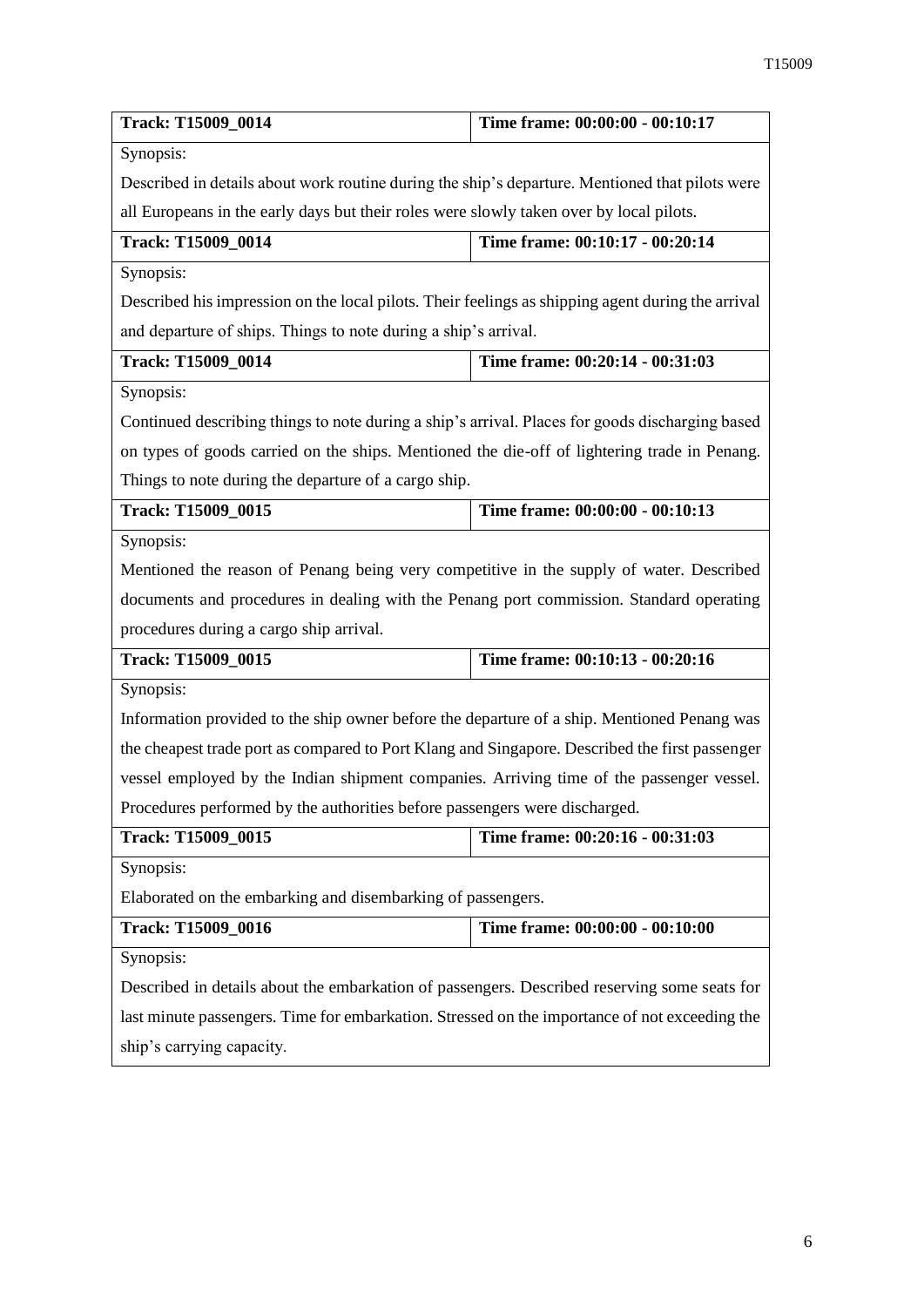| Track: T15009_0014 | Time frame: 00:00:00 - 00:10:17 |
|---|---|
| Synopsis: | |
| Described in details about work routine during the ship's departure. Mentioned that pilots were all Europeans in the early days but their roles were slowly taken over by local pilots. | |

| Track: T15009_0014 | Time frame: 00:10:17 - 00:20:14 |
|---|---|
| Synopsis: | |
| Described his impression on the local pilots. Their feelings as shipping agent during the arrival and departure of ships. Things to note during a ship's arrival. | |

| Track: T15009_0014 | Time frame: 00:20:14 - 00:31:03 |
|---|---|
| Synopsis: | |
| Continued describing things to note during a ship's arrival. Places for goods discharging based on types of goods carried on the ships. Mentioned the die-off of lightering trade in Penang. Things to note during the departure of a cargo ship. | |

| Track: T15009_0015 | Time frame: 00:00:00 - 00:10:13 |
|---|---|
| Synopsis: | |
| Mentioned the reason of Penang being very competitive in the supply of water. Described documents and procedures in dealing with the Penang port commission. Standard operating procedures during a cargo ship arrival. | |

| Track: T15009_0015 | Time frame: 00:10:13 - 00:20:16 |
|---|---|
| Synopsis: | |
| Information provided to the ship owner before the departure of a ship. Mentioned Penang was the cheapest trade port as compared to Port Klang and Singapore. Described the first passenger vessel employed by the Indian shipment companies. Arriving time of the passenger vessel. Procedures performed by the authorities before passengers were discharged. | |

| Track: T15009_0015 | Time frame: 00:20:16 - 00:31:03 |
|---|---|
| Synopsis: | |
| Elaborated on the embarking and disembarking of passengers. | |

| Track: T15009_0016 | Time frame: 00:00:00 - 00:10:00 |
|---|---|
| Synopsis: | |
| Described in details about the embarkation of passengers. Described reserving some seats for last minute passengers. Time for embarkation. Stressed on the importance of not exceeding the ship's carrying capacity. | |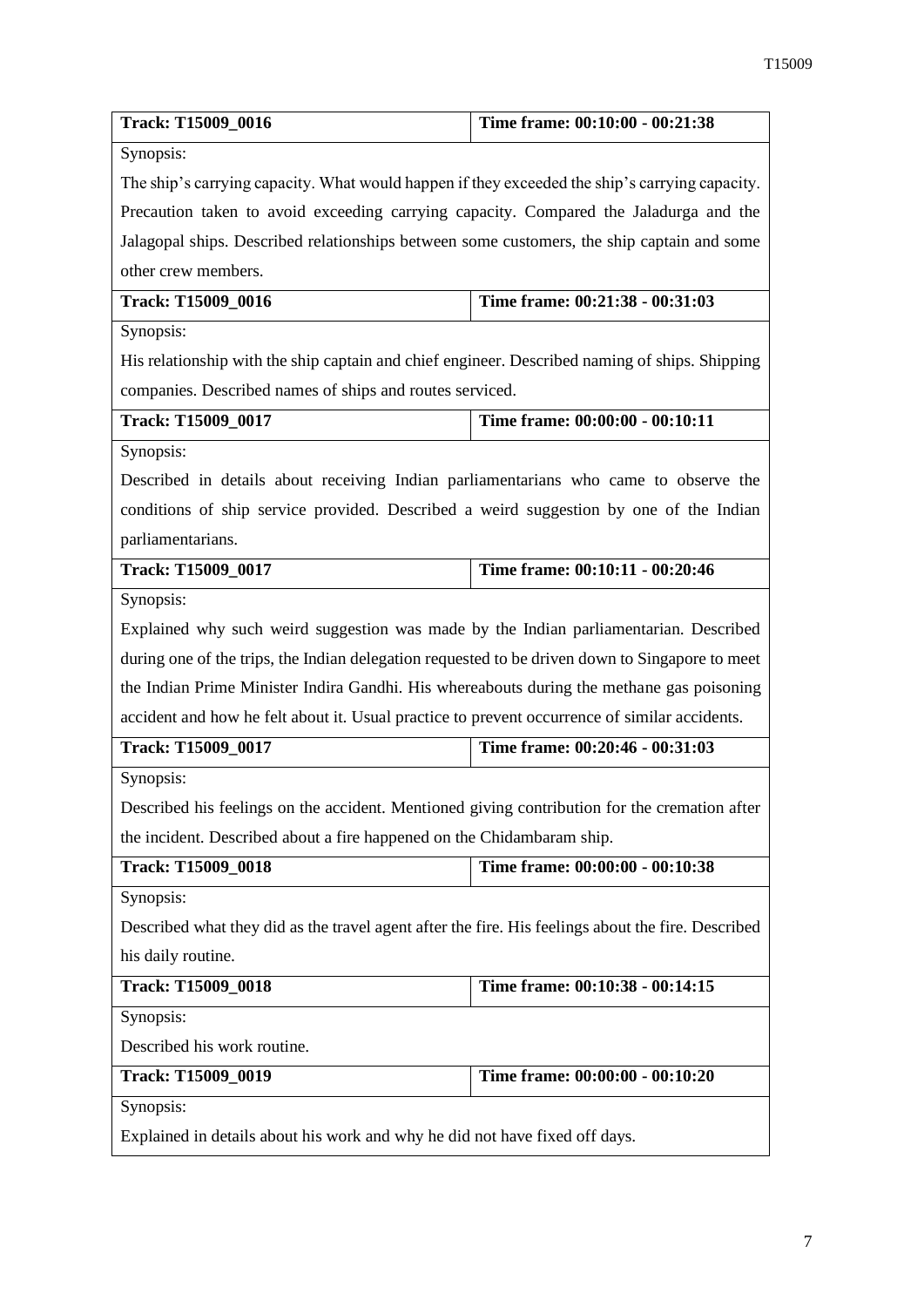| Track: T15009_0016 | Time frame: 00:10:00 - 00:21:38 |
|---|---|
| Synopsis: | |
| The ship's carrying capacity. What would happen if they exceeded the ship's carrying capacity. Precaution taken to avoid exceeding carrying capacity. Compared the Jaladurga and the Jalagopal ships. Described relationships between some customers, the ship captain and some other crew members. | |
| **Track: T15009_0016** | **Time frame: 00:21:38 - 00:31:03** |
| Synopsis: | |
| His relationship with the ship captain and chief engineer. Described naming of ships. Shipping companies. Described names of ships and routes serviced. | |
| **Track: T15009_0017** | **Time frame: 00:00:00 - 00:10:11** |
| Synopsis: | |
| Described in details about receiving Indian parliamentarians who came to observe the conditions of ship service provided. Described a weird suggestion by one of the Indian parliamentarians. | |
| **Track: T15009_0017** | **Time frame: 00:10:11 - 00:20:46** |
| Synopsis: | |
| Explained why such weird suggestion was made by the Indian parliamentarian. Described during one of the trips, the Indian delegation requested to be driven down to Singapore to meet the Indian Prime Minister Indira Gandhi. His whereabouts during the methane gas poisoning accident and how he felt about it. Usual practice to prevent occurrence of similar accidents. | |
| **Track: T15009_0017** | **Time frame: 00:20:46 - 00:31:03** |
| Synopsis: | |
| Described his feelings on the accident. Mentioned giving contribution for the cremation after the incident. Described about a fire happened on the Chidambaram ship. | |
| **Track: T15009_0018** | **Time frame: 00:00:00 - 00:10:38** |
| Synopsis: | |
| Described what they did as the travel agent after the fire. His feelings about the fire. Described his daily routine. | |
| **Track: T15009_0018** | **Time frame: 00:10:38 - 00:14:15** |
| Synopsis: | |
| Described his work routine. | |
| **Track: T15009_0019** | **Time frame: 00:00:00 - 00:10:20** |
| Synopsis: | |
| Explained in details about his work and why he did not have fixed off days. | |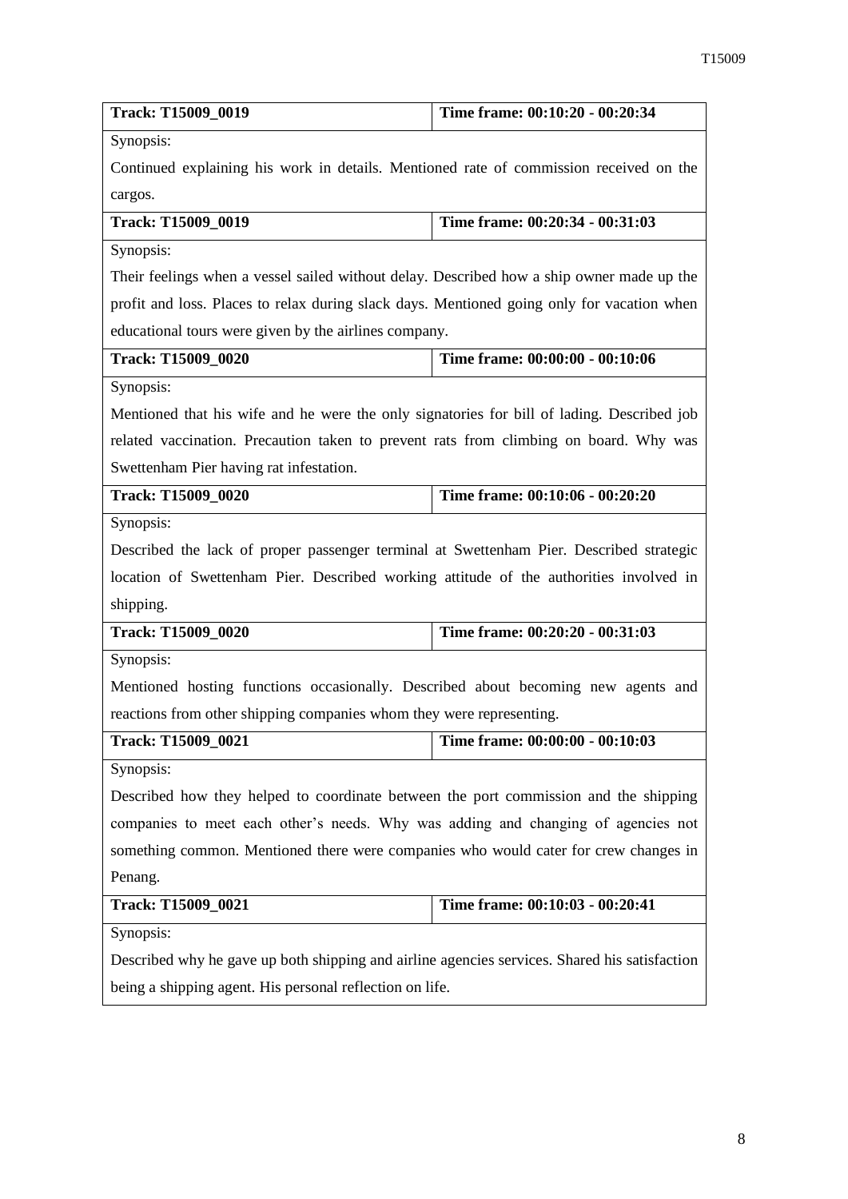| **Track: T15009_0019** | **Time frame: 00:10:20 - 00:20:34** |
| --- | --- |
| Synopsis: | |
| Continued explaining his work in details. Mentioned rate of commission received on the cargos. | |
| **Track: T15009_0019** | **Time frame: 00:20:34 - 00:31:03** |
| Synopsis: | |
| Their feelings when a vessel sailed without delay. Described how a ship owner made up the profit and loss. Places to relax during slack days. Mentioned going only for vacation when educational tours were given by the airlines company. | |
| **Track: T15009_0020** | **Time frame: 00:00:00 - 00:10:06** |
| Synopsis: | |
| Mentioned that his wife and he were the only signatories for bill of lading. Described job related vaccination. Precaution taken to prevent rats from climbing on board. Why was Swettenham Pier having rat infestation. | |
| **Track: T15009_0020** | **Time frame: 00:10:06 - 00:20:20** |
| Synopsis: | |
| Described the lack of proper passenger terminal at Swettenham Pier. Described strategic location of Swettenham Pier. Described working attitude of the authorities involved in shipping. | |
| **Track: T15009_0020** | **Time frame: 00:20:20 - 00:31:03** |
| Synopsis: | |
| Mentioned hosting functions occasionally. Described about becoming new agents and reactions from other shipping companies whom they were representing. | |
| **Track: T15009_0021** | **Time frame: 00:00:00 - 00:10:03** |
| Synopsis: | |
| Described how they helped to coordinate between the port commission and the shipping companies to meet each other's needs. Why was adding and changing of agencies not something common. Mentioned there were companies who would cater for crew changes in Penang. | |
| **Track: T15009_0021** | **Time frame: 00:10:03 - 00:20:41** |
| Synopsis: | |
| Described why he gave up both shipping and airline agencies services. Shared his satisfaction being a shipping agent. His personal reflection on life. | |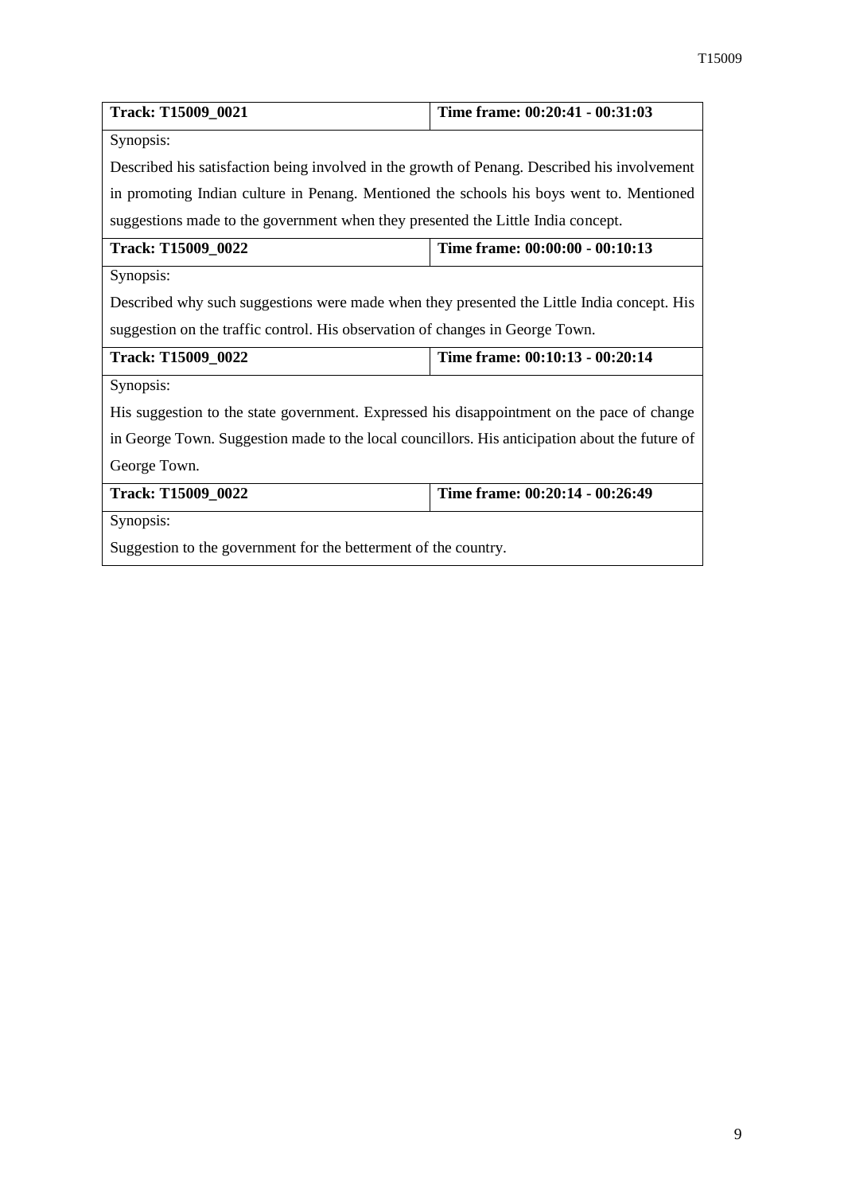| **Track: T15009_0021** | **Time frame: 00:20:41 - 00:31:03** |
|---|---|
| Synopsis: | |
| Described his satisfaction being involved in the growth of Penang. Described his involvement in promoting Indian culture in Penang. Mentioned the schools his boys went to. Mentioned suggestions made to the government when they presented the Little India concept. | |

| **Track: T15009_0022** | **Time frame: 00:00:00 - 00:10:13** |
|---|---|
| Synopsis: | |
| Described why such suggestions were made when they presented the Little India concept. His suggestion on the traffic control. His observation of changes in George Town. | |

| **Track: T15009_0022** | **Time frame: 00:10:13 - 00:20:14** |
|---|---|
| Synopsis: | |
| His suggestion to the state government. Expressed his disappointment on the pace of change in George Town. Suggestion made to the local councillors. His anticipation about the future of George Town. | |

| **Track: T15009_0022** | **Time frame: 00:20:14 - 00:26:49** |
|---|---|
| Synopsis: | |
| Suggestion to the government for the betterment of the country. | |